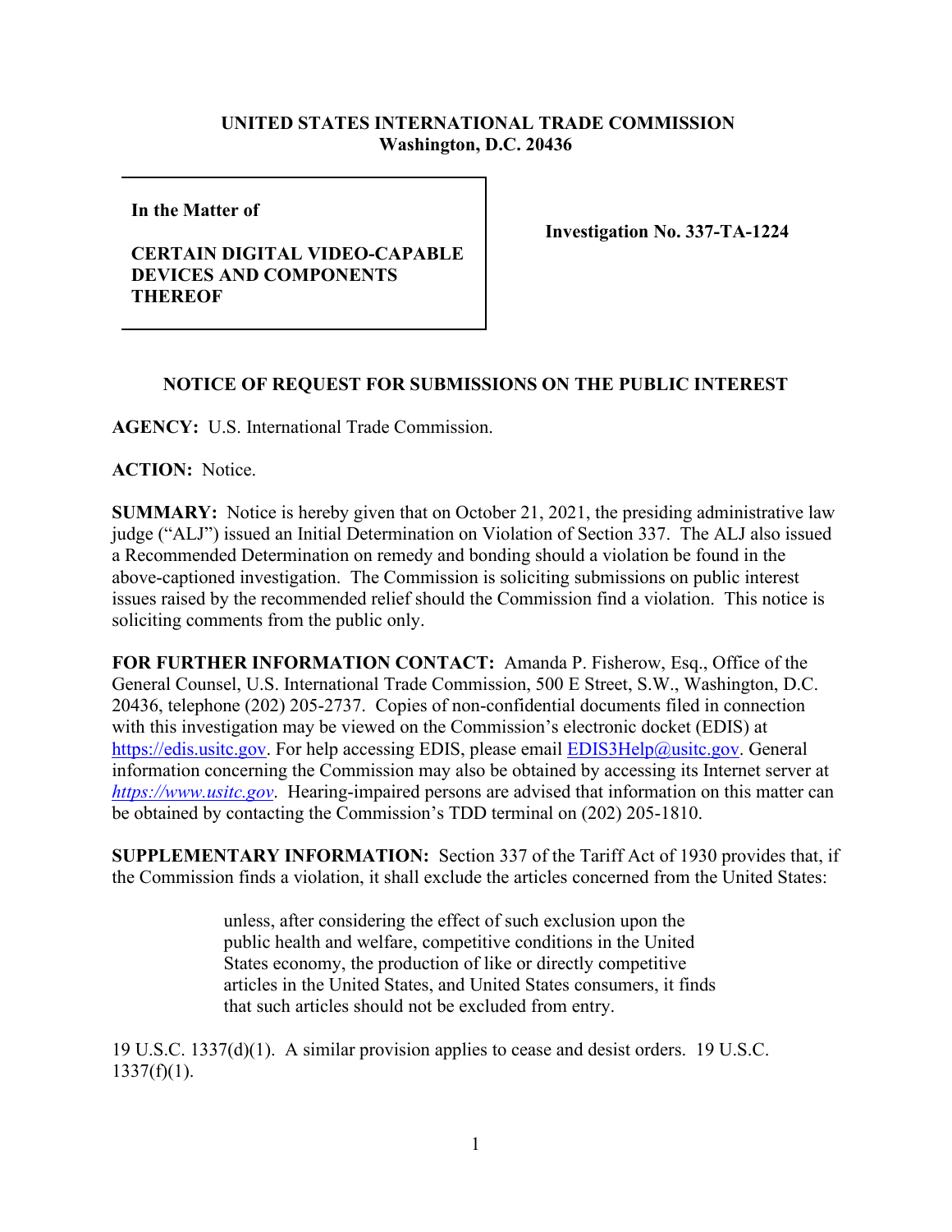**UNITED STATES INTERNATIONAL TRADE COMMISSION**
**Washington, D.C. 20436**

| In the Matter of<br><br>**CERTAIN DIGITAL VIDEO-CAPABLE DEVICES AND COMPONENTS THEREOF** | **Investigation No. 337-TA-1224** |
| --- | --- |

## NOTICE OF REQUEST FOR SUBMISSIONS ON THE PUBLIC INTEREST

**AGENCY:** U.S. International Trade Commission.

**ACTION:** Notice.

**SUMMARY:** Notice is hereby given that on October 21, 2021, the presiding administrative law judge ("ALJ") issued an Initial Determination on Violation of Section 337. The ALJ also issued a Recommended Determination on remedy and bonding should a violation be found in the above-captioned investigation. The Commission is soliciting submissions on public interest issues raised by the recommended relief should the Commission find a violation. This notice is soliciting comments from the public only.

**FOR FURTHER INFORMATION CONTACT:** Amanda P. Fisherow, Esq., Office of the General Counsel, U.S. International Trade Commission, 500 E Street, S.W., Washington, D.C. 20436, telephone (202) 205-2737. Copies of non-confidential documents filed in connection with this investigation may be viewed on the Commission's electronic docket (EDIS) at https://edis.usitc.gov. For help accessing EDIS, please email EDIS3Help@usitc.gov. General information concerning the Commission may also be obtained by accessing its Internet server at *https://www.usitc.gov*. Hearing-impaired persons are advised that information on this matter can be obtained by contacting the Commission's TDD terminal on (202) 205-1810.

**SUPPLEMENTARY INFORMATION:** Section 337 of the Tariff Act of 1930 provides that, if the Commission finds a violation, it shall exclude the articles concerned from the United States:

> unless, after considering the effect of such exclusion upon the public health and welfare, competitive conditions in the United States economy, the production of like or directly competitive articles in the United States, and United States consumers, it finds that such articles should not be excluded from entry.

19 U.S.C. 1337(d)(1). A similar provision applies to cease and desist orders. 19 U.S.C. 1337(f)(1).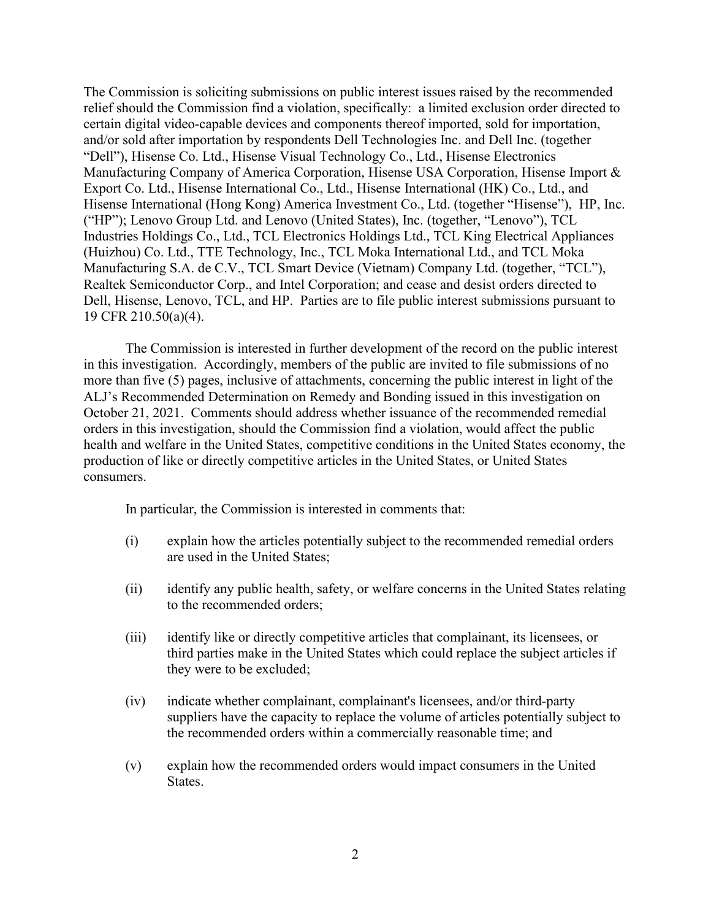The Commission is soliciting submissions on public interest issues raised by the recommended relief should the Commission find a violation, specifically: a limited exclusion order directed to certain digital video-capable devices and components thereof imported, sold for importation, and/or sold after importation by respondents Dell Technologies Inc. and Dell Inc. (together "Dell"), Hisense Co. Ltd., Hisense Visual Technology Co., Ltd., Hisense Electronics Manufacturing Company of America Corporation, Hisense USA Corporation, Hisense Import & Export Co. Ltd., Hisense International Co., Ltd., Hisense International (HK) Co., Ltd., and Hisense International (Hong Kong) America Investment Co., Ltd. (together "Hisense"), HP, Inc. ("HP"); Lenovo Group Ltd. and Lenovo (United States), Inc. (together, "Lenovo"), TCL Industries Holdings Co., Ltd., TCL Electronics Holdings Ltd., TCL King Electrical Appliances (Huizhou) Co. Ltd., TTE Technology, Inc., TCL Moka International Ltd., and TCL Moka Manufacturing S.A. de C.V., TCL Smart Device (Vietnam) Company Ltd. (together, "TCL"), Realtek Semiconductor Corp., and Intel Corporation; and cease and desist orders directed to Dell, Hisense, Lenovo, TCL, and HP. Parties are to file public interest submissions pursuant to 19 CFR 210.50(a)(4).

The Commission is interested in further development of the record on the public interest in this investigation. Accordingly, members of the public are invited to file submissions of no more than five (5) pages, inclusive of attachments, concerning the public interest in light of the ALJ's Recommended Determination on Remedy and Bonding issued in this investigation on October 21, 2021. Comments should address whether issuance of the recommended remedial orders in this investigation, should the Commission find a violation, would affect the public health and welfare in the United States, competitive conditions in the United States economy, the production of like or directly competitive articles in the United States, or United States consumers.

In particular, the Commission is interested in comments that:

(i) explain how the articles potentially subject to the recommended remedial orders are used in the United States;

(ii) identify any public health, safety, or welfare concerns in the United States relating to the recommended orders;

(iii) identify like or directly competitive articles that complainant, its licensees, or third parties make in the United States which could replace the subject articles if they were to be excluded;

(iv) indicate whether complainant, complainant's licensees, and/or third-party suppliers have the capacity to replace the volume of articles potentially subject to the recommended orders within a commercially reasonable time; and

(v) explain how the recommended orders would impact consumers in the United States.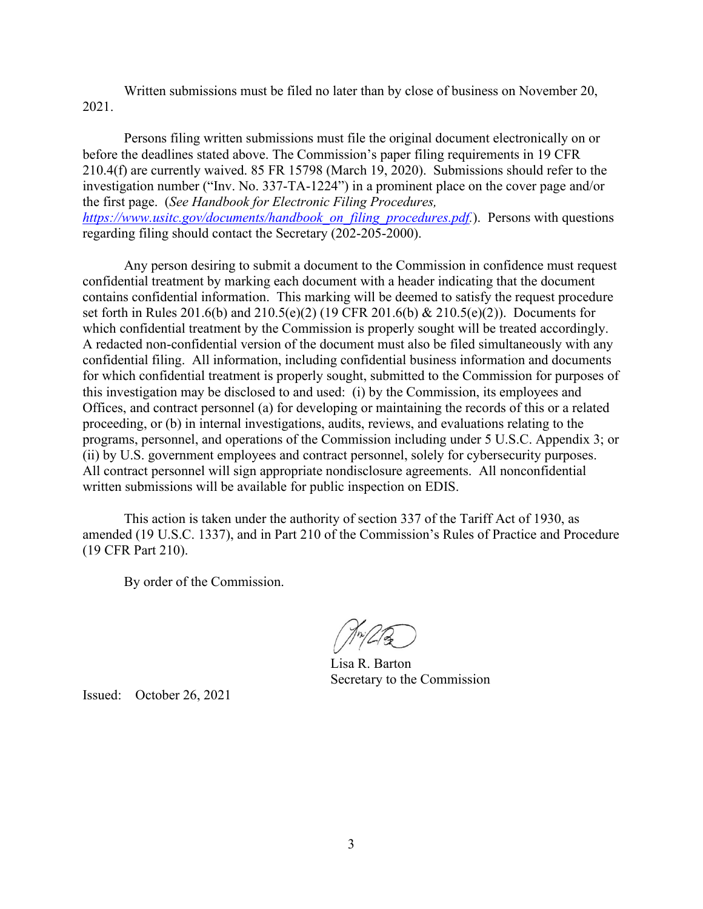Written submissions must be filed no later than by close of business on November 20, 2021.

Persons filing written submissions must file the original document electronically on or before the deadlines stated above. The Commission's paper filing requirements in 19 CFR 210.4(f) are currently waived. 85 FR 15798 (March 19, 2020). Submissions should refer to the investigation number ("Inv. No. 337-TA-1224") in a prominent place on the cover page and/or the first page. (*See Handbook for Electronic Filing Procedures, https://www.usitc.gov/documents/handbook_on_filing_procedures.pdf.*). Persons with questions regarding filing should contact the Secretary (202-205-2000).

Any person desiring to submit a document to the Commission in confidence must request confidential treatment by marking each document with a header indicating that the document contains confidential information. This marking will be deemed to satisfy the request procedure set forth in Rules 201.6(b) and 210.5(e)(2) (19 CFR 201.6(b) & 210.5(e)(2)). Documents for which confidential treatment by the Commission is properly sought will be treated accordingly. A redacted non-confidential version of the document must also be filed simultaneously with any confidential filing. All information, including confidential business information and documents for which confidential treatment is properly sought, submitted to the Commission for purposes of this investigation may be disclosed to and used: (i) by the Commission, its employees and Offices, and contract personnel (a) for developing or maintaining the records of this or a related proceeding, or (b) in internal investigations, audits, reviews, and evaluations relating to the programs, personnel, and operations of the Commission including under 5 U.S.C. Appendix 3; or (ii) by U.S. government employees and contract personnel, solely for cybersecurity purposes. All contract personnel will sign appropriate nondisclosure agreements. All nonconfidential written submissions will be available for public inspection on EDIS.

This action is taken under the authority of section 337 of the Tariff Act of 1930, as amended (19 U.S.C. 1337), and in Part 210 of the Commission's Rules of Practice and Procedure (19 CFR Part 210).

By order of the Commission.

Lisa R. Barton
Secretary to the Commission

Issued: October 26, 2021